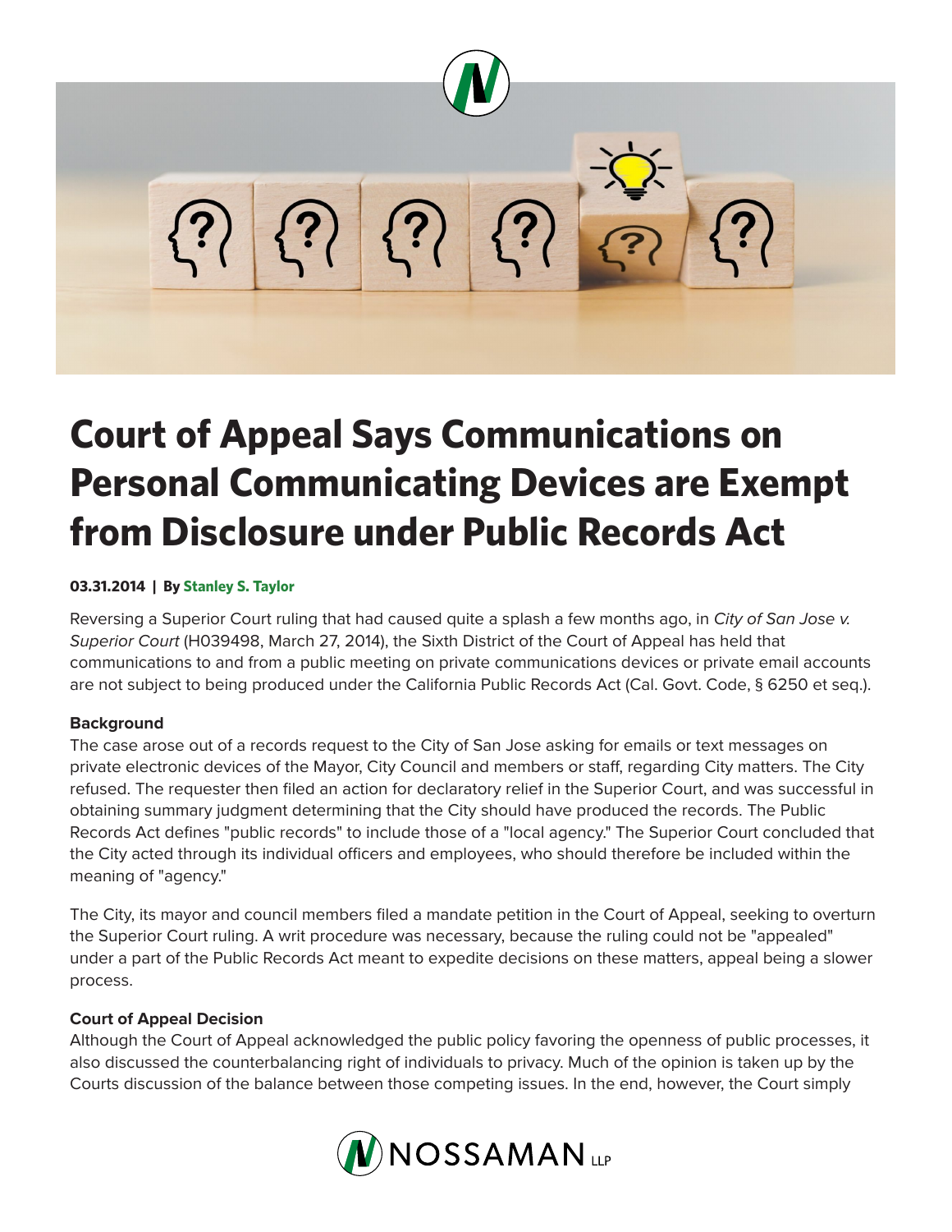# Court of Appeal Says Communications on Personal Communicating Devices are Exempt from Disclosure under Public Records Act

**03.31.2014 | By Stanley S. Taylor**

Reversing a Superior Court ruling that had caused quite a splash a few months ago, in *City of San Jose v. Superior Court* (H039498, March 27, 2014), the Sixth District of the Court of Appeal has held that communications to and from a public meeting on private communications devices or private email accounts are not subject to being produced under the California Public Records Act (Cal. Govt. Code, § 6250 et seq.).

**Background**

The case arose out of a records request to the City of San Jose asking for emails or text messages on private electronic devices of the Mayor, City Council and members or staff, regarding City matters. The City refused. The requester then filed an action for declaratory relief in the Superior Court, and was successful in obtaining summary judgment determining that the City should have produced the records. The Public Records Act defines "public records" to include those of a "local agency." The Superior Court concluded that the City acted through its individual officers and employees, who should therefore be included within the meaning of "agency."

The City, its mayor and council members filed a mandate petition in the Court of Appeal, seeking to overturn the Superior Court ruling. A writ procedure was necessary, because the ruling could not be "appealed" under a part of the Public Records Act meant to expedite decisions on these matters, appeal being a slower process.

**Court of Appeal Decision**

Although the Court of Appeal acknowledged the public policy favoring the openness of public processes, it also discussed the counterbalancing right of individuals to privacy. Much of the opinion is taken up by the Courts discussion of the balance between those competing issues. In the end, however, the Court simply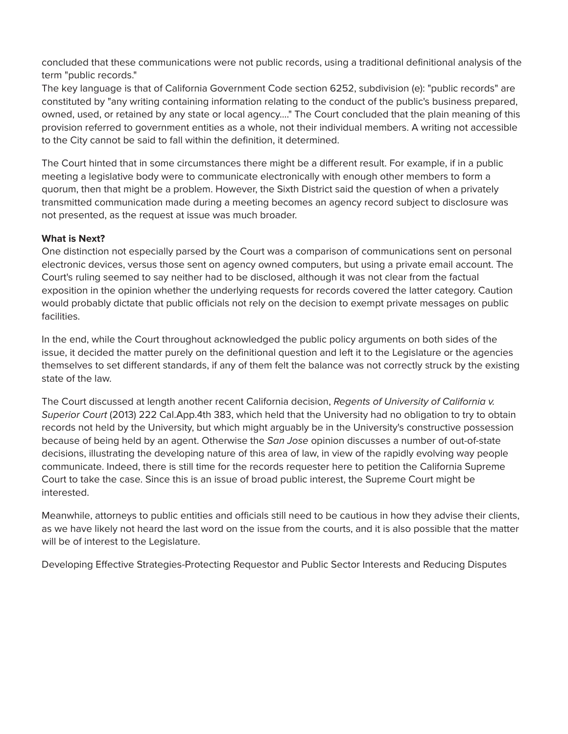concluded that these communications were not public records, using a traditional definitional analysis of the term "public records."

The key language is that of California Government Code section 6252, subdivision (e): "public records" are constituted by "any writing containing information relating to the conduct of the public's business prepared, owned, used, or retained by any state or local agency...." The Court concluded that the plain meaning of this provision referred to government entities as a whole, not their individual members. A writing not accessible to the City cannot be said to fall within the definition, it determined.

The Court hinted that in some circumstances there might be a different result. For example, if in a public meeting a legislative body were to communicate electronically with enough other members to form a quorum, then that might be a problem. However, the Sixth District said the question of when a privately transmitted communication made during a meeting becomes an agency record subject to disclosure was not presented, as the request at issue was much broader.

**What is Next?**

One distinction not especially parsed by the Court was a comparison of communications sent on personal electronic devices, versus those sent on agency owned computers, but using a private email account. The Court's ruling seemed to say neither had to be disclosed, although it was not clear from the factual exposition in the opinion whether the underlying requests for records covered the latter category. Caution would probably dictate that public officials not rely on the decision to exempt private messages on public facilities.

In the end, while the Court throughout acknowledged the public policy arguments on both sides of the issue, it decided the matter purely on the definitional question and left it to the Legislature or the agencies themselves to set different standards, if any of them felt the balance was not correctly struck by the existing state of the law.

The Court discussed at length another recent California decision, *Regents of University of California v. Superior Court* (2013) 222 Cal.App.4th 383, which held that the University had no obligation to try to obtain records not held by the University, but which might arguably be in the University's constructive possession because of being held by an agent. Otherwise the *San Jose* opinion discusses a number of out-of-state decisions, illustrating the developing nature of this area of law, in view of the rapidly evolving way people communicate. Indeed, there is still time for the records requester here to petition the California Supreme Court to take the case. Since this is an issue of broad public interest, the Supreme Court might be interested.

Meanwhile, attorneys to public entities and officials still need to be cautious in how they advise their clients, as we have likely not heard the last word on the issue from the courts, and it is also possible that the matter will be of interest to the Legislature.

Developing Effective Strategies-Protecting Requestor and Public Sector Interests and Reducing Disputes